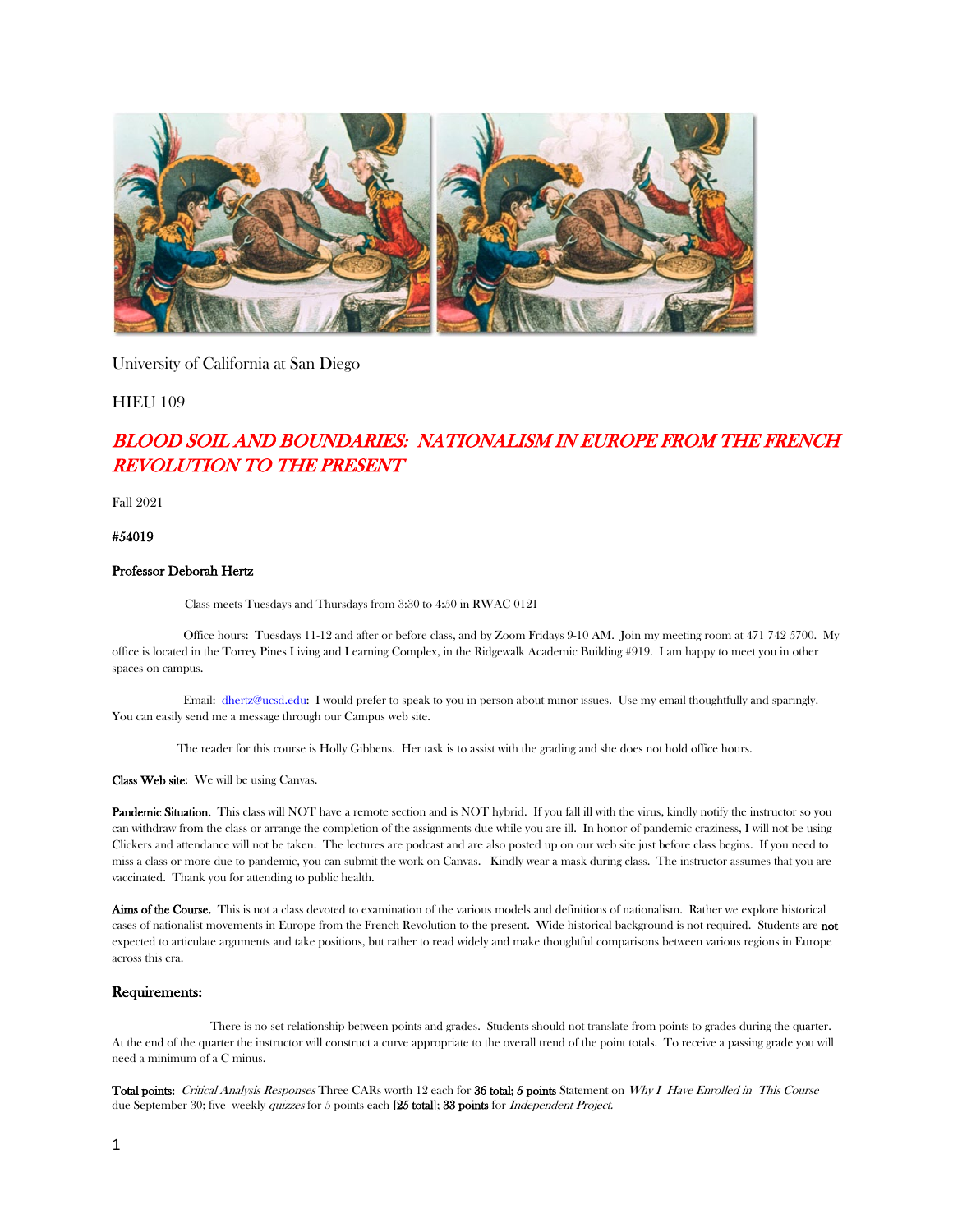University of California at San Diego

HIEU 109

# *BLOOD SOIL AND BOUNDARIES: NATIONALISM IN EUROPE FROM THE FRENCH REVOLUTION TO THE PRESENT*

Fall 2021

**#54019**

**Professor Deborah Hertz**

Class meets Tuesdays and Thursdays from 3:30 to 4:50 in RWAC 0121

Office hours: Tuesdays 11-12 and after or before class, and by Zoom Fridays 9-10 AM. Join my meeting room at 471 742 5700. My office is located in the Torrey Pines Living and Learning Complex, in the Ridgewalk Academic Building #919. I am happy to meet you in other spaces on campus.

Email: dhertz@ucsd.edu: I would prefer to speak to you in person about minor issues. Use my email thoughtfully and sparingly. You can easily send me a message through our Campus web site.

The reader for this course is Holly Gibbens. Her task is to assist with the grading and she does not hold office hours.

**Class Web site**: We will be using Canvas.

**Pandemic Situation.** This class will NOT have a remote section and is NOT hybrid. If you fall ill with the virus, kindly notify the instructor so you can withdraw from the class or arrange the completion of the assignments due while you are ill. In honor of pandemic craziness, I will not be using Clickers and attendance will not be taken. The lectures are podcast and are also posted up on our web site just before class begins. If you need to miss a class or more due to pandemic, you can submit the work on Canvas. Kindly wear a mask during class. The instructor assumes that you are vaccinated. Thank you for attending to public health.

**Aims of the Course.** This is not a class devoted to examination of the various models and definitions of nationalism. Rather we explore historical cases of nationalist movements in Europe from the French Revolution to the present. Wide historical background is not required. Students are **not** expected to articulate arguments and take positions, but rather to read widely and make thoughtful comparisons between various regions in Europe across this era.

## Requirements:

There is no set relationship between points and grades. Students should not translate from points to grades during the quarter. At the end of the quarter the instructor will construct a curve appropriate to the overall trend of the point totals. To receive a passing grade you will need a minimum of a C minus.

**Total points:** *Critical Analysis Responses* Three CARs worth 12 each for **36 total; 5 points** Statement on *Why I Have Enrolled in This Course* due September 30; five weekly *quizzes* for 5 points each [**25 total**]; **33 points** for *Independent Project.*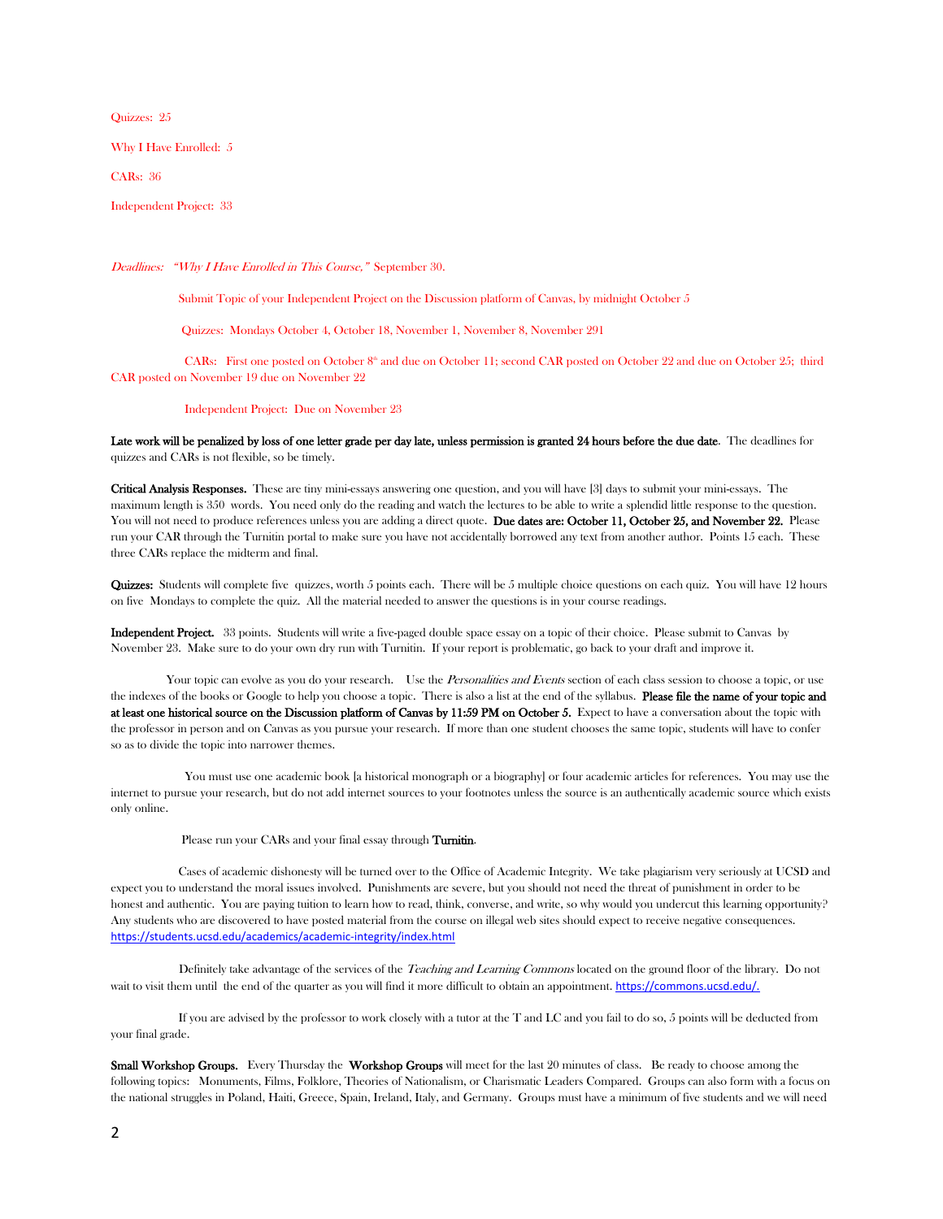Quizzes: 25

Why I Have Enrolled: 5

CARs: 36

Independent Project: 33

*Deadlines:* *"Why I Have Enrolled in This Course,"* September 30.

Submit Topic of your Independent Project on the Discussion platform of Canvas, by midnight October 5

Quizzes: Mondays October 4, October 18, November 1, November 8, November 291

CARs: First one posted on October 8th and due on October 11; second CAR posted on October 22 and due on October 25; third CAR posted on November 19 due on November 22

Independent Project: Due on November 23

**Late work will be penalized by loss of one letter grade per day late, unless permission is granted 24 hours before the due date**. The deadlines for quizzes and CARs is not flexible, so be timely.

**Critical Analysis Responses.** These are tiny mini-essays answering one question, and you will have [3] days to submit your mini-essays. The maximum length is 350 words. You need only do the reading and watch the lectures to be able to write a splendid little response to the question. You will not need to produce references unless you are adding a direct quote. **Due dates are: October 11, October 25, and November 22.** Please run your CAR through the Turnitin portal to make sure you have not accidentally borrowed any text from another author. Points 15 each. These three CARs replace the midterm and final.

**Quizzes:** Students will complete five quizzes, worth 5 points each. There will be 5 multiple choice questions on each quiz. You will have 12 hours on five Mondays to complete the quiz. All the material needed to answer the questions is in your course readings.

**Independent Project.** 33 points. Students will write a five-paged double space essay on a topic of their choice. Please submit to Canvas by November 23. Make sure to do your own dry run with Turnitin. If your report is problematic, go back to your draft and improve it.

Your topic can evolve as you do your research. Use the *Personalities and Events* section of each class session to choose a topic, or use the indexes of the books or Google to help you choose a topic. There is also a list at the end of the syllabus. **Please file the name of your topic and at least one historical source on the Discussion platform of Canvas by 11:59 PM on October 5.** Expect to have a conversation about the topic with the professor in person and on Canvas as you pursue your research. If more than one student chooses the same topic, students will have to confer so as to divide the topic into narrower themes.

You must use one academic book [a historical monograph or a biography] or four academic articles for references. You may use the internet to pursue your research, but do not add internet sources to your footnotes unless the source is an authentically academic source which exists only online.

Please run your CARs and your final essay through **Turnitin**.

Cases of academic dishonesty will be turned over to the Office of Academic Integrity. We take plagiarism very seriously at UCSD and expect you to understand the moral issues involved. Punishments are severe, but you should not need the threat of punishment in order to be honest and authentic. You are paying tuition to learn how to read, think, converse, and write, so why would you undercut this learning opportunity? Any students who are discovered to have posted material from the course on illegal web sites should expect to receive negative consequences. https://students.ucsd.edu/academics/academic-integrity/index.html

Definitely take advantage of the services of the *Teaching and Learning Commons* located on the ground floor of the library. Do not wait to visit them until the end of the quarter as you will find it more difficult to obtain an appointment. https://commons.ucsd.edu/.

If you are advised by the professor to work closely with a tutor at the T and LC and you fail to do so, 5 points will be deducted from your final grade.

**Small Workshop Groups.** Every Thursday the **Workshop Groups** will meet for the last 20 minutes of class. Be ready to choose among the following topics: Monuments, Films, Folklore, Theories of Nationalism, or Charismatic Leaders Compared. Groups can also form with a focus on the national struggles in Poland, Haiti, Greece, Spain, Ireland, Italy, and Germany. Groups must have a minimum of five students and we will need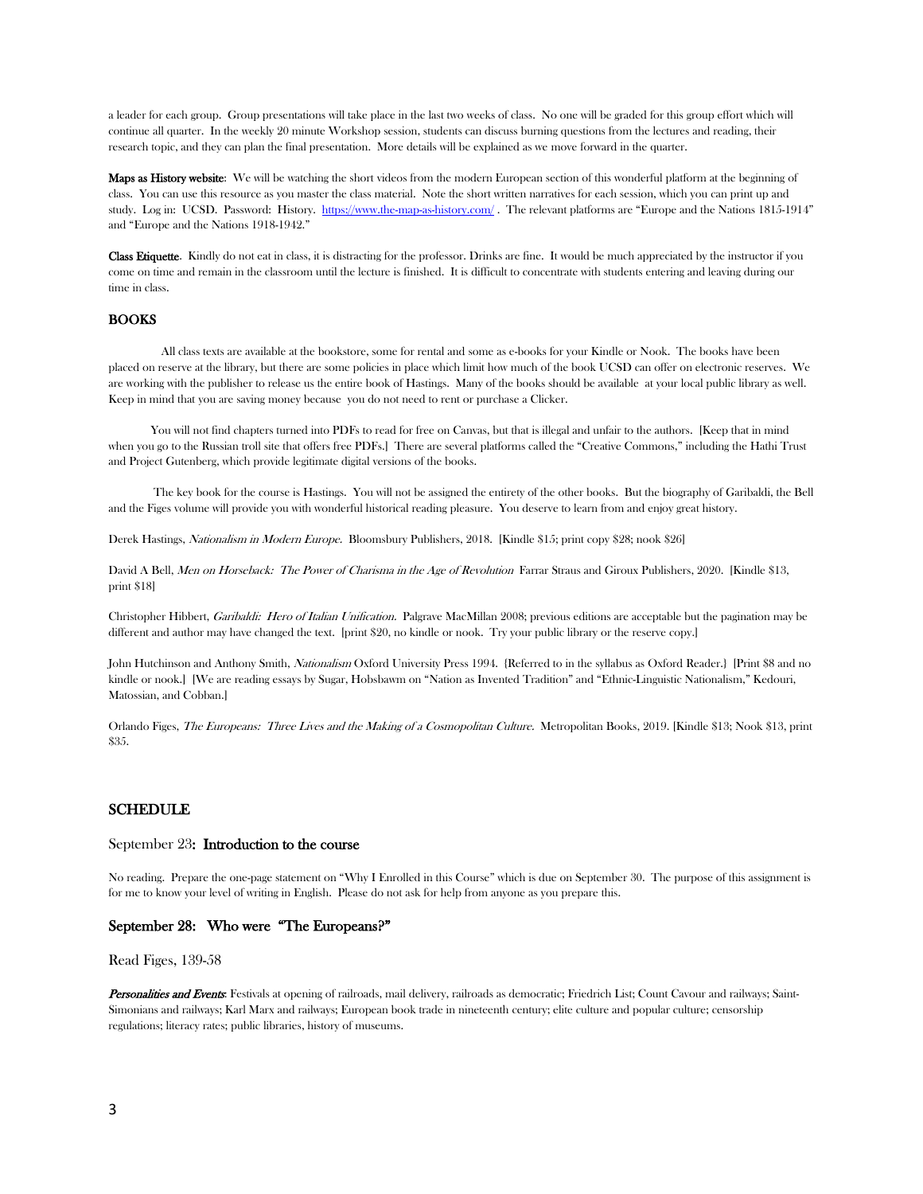a leader for each group. Group presentations will take place in the last two weeks of class. No one will be graded for this group effort which will continue all quarter. In the weekly 20 minute Workshop session, students can discuss burning questions from the lectures and reading, their research topic, and they can plan the final presentation. More details will be explained as we move forward in the quarter.

**Maps as History website**: We will be watching the short videos from the modern European section of this wonderful platform at the beginning of class. You can use this resource as you master the class material. Note the short written narratives for each session, which you can print up and study. Log in: UCSD. Password: History. https://www.the-map-as-history.com/ . The relevant platforms are "Europe and the Nations 1815-1914" and "Europe and the Nations 1918-1942."

**Class Etiquette**. Kindly do not eat in class, it is distracting for the professor. Drinks are fine. It would be much appreciated by the instructor if you come on time and remain in the classroom until the lecture is finished. It is difficult to concentrate with students entering and leaving during our time in class.

## BOOKS

All class texts are available at the bookstore, some for rental and some as e-books for your Kindle or Nook. The books have been placed on reserve at the library, but there are some policies in place which limit how much of the book UCSD can offer on electronic reserves. We are working with the publisher to release us the entire book of Hastings. Many of the books should be available at your local public library as well. Keep in mind that you are saving money because you do not need to rent or purchase a Clicker.

You will not find chapters turned into PDFs to read for free on Canvas, but that is illegal and unfair to the authors. [Keep that in mind when you go to the Russian troll site that offers free PDFs.] There are several platforms called the "Creative Commons," including the Hathi Trust and Project Gutenberg, which provide legitimate digital versions of the books.

The key book for the course is Hastings. You will not be assigned the entirety of the other books. But the biography of Garibaldi, the Bell and the Figes volume will provide you with wonderful historical reading pleasure. You deserve to learn from and enjoy great history.

Derek Hastings, *Nationalism in Modern Europe*. Bloomsbury Publishers, 2018. [Kindle $15; print copy $28; nook $26]

David A Bell, *Men on Horseback: The Power of Charisma in the Age of Revolution* Farrar Straus and Giroux Publishers, 2020. [Kindle $13, print $18]

Christopher Hibbert, *Garibaldi: Hero of Italian Unification*. Palgrave MacMillan 2008; previous editions are acceptable but the pagination may be different and author may have changed the text. [print $20, no kindle or nook. Try your public library or the reserve copy.]

John Hutchinson and Anthony Smith, *Nationalism* Oxford University Press 1994. {Referred to in the syllabus as Oxford Reader.} [Print $8 and no kindle or nook.] [We are reading essays by Sugar, Hobsbawm on "Nation as Invented Tradition" and "Ethnic-Linguistic Nationalism," Kedouri, Matossian, and Cobban.]

Orlando Figes, *The Europeans: Three Lives and the Making of a Cosmopolitan Culture*. Metropolitan Books, 2019. [Kindle $13; Nook $13, print $35.

## SCHEDULE

### September 23: Introduction to the course

No reading. Prepare the one-page statement on "Why I Enrolled in this Course" which is due on September 30. The purpose of this assignment is for me to know your level of writing in English. Please do not ask for help from anyone as you prepare this.

### September 28: Who were "The Europeans?"

Read Figes, 139-58

***Personalities and Events***: Festivals at opening of railroads, mail delivery, railroads as democratic; Friedrich List; Count Cavour and railways; Saint-Simonians and railways; Karl Marx and railways; European book trade in nineteenth century; elite culture and popular culture; censorship regulations; literacy rates; public libraries, history of museums.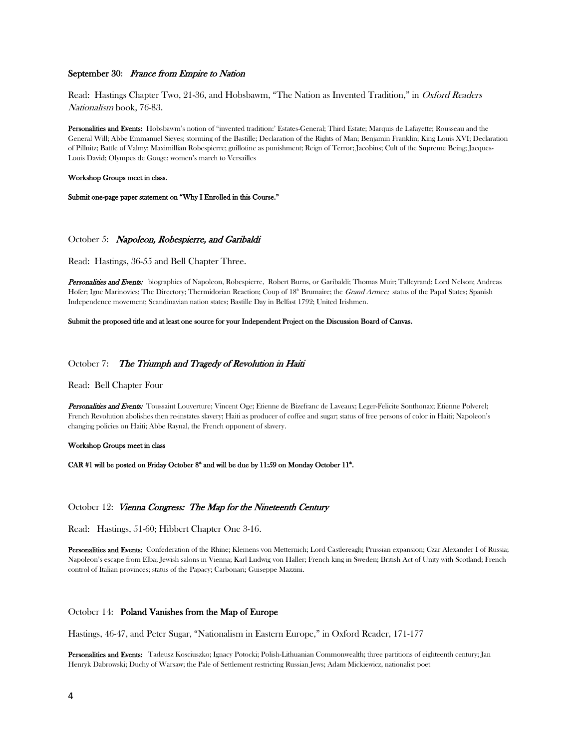### September 30: *France from Empire to Nation*

Read: Hastings Chapter Two, 21-36, and Hobsbawm, "The Nation as Invented Tradition," in *Oxford Readers Nationalism* book, 76-83.

**Personalities and Events:** Hobsbawm's notion of "invented tradition:' Estates-General; Third Estate; Marquis de Lafayette; Rousseau and the General Will; Abbe Emmanuel Sieyes; storming of the Bastille; Declaration of the Rights of Man; Benjamin Franklin; King Louis XVI; Declaration of Pillnitz; Battle of Valmy; Maximillian Robespierre; guillotine as punishment; Reign of Terror; Jacobins; Cult of the Supreme Being; Jacques-Louis David; Olympes de Gouge; women's march to Versailles

**Workshop Groups meet in class.**

**Submit one-page paper statement on "Why I Enrolled in this Course."**

### October 5: *Napoleon, Robespierre, and Garibaldi*

Read: Hastings, 36-55 and Bell Chapter Three.

***Personalities and Events:*** biographies of Napoleon, Robespierre, Robert Burns, or Garibaldi; Thomas Muir; Talleyrand; Lord Nelson; Andreas Hofer; Ignc Marinovics; The Directory; Thermidorian Reaction; Coup of 18th Brumaire; the *Grand Armee;* status of the Papal States; Spanish Independence movement; Scandinavian nation states; Bastille Day in Belfast 1792; United Irishmen.

**Submit the proposed title and at least one source for your Independent Project on the Discussion Board of Canvas.**

### October 7: *The Triumph and Tragedy of Revolution in Haiti*

Read: Bell Chapter Four

***Personalities and Events:*** Toussaint Louverture; Vincent Oge; Etienne de Bizefranc de Laveaux; Leger-Felicite Sonthonax; Etienne Polverel; French Revolution abolishes then re-instates slavery; Haiti as producer of coffee and sugar; status of free persons of color in Haiti; Napoleon's changing policies on Haiti; Abbe Raynal, the French opponent of slavery.

**Workshop Groups meet in class**

**CAR #1 will be posted on Friday October 8th and will be due by 11:59 on Monday October 11th.**

### October 12: *Vienna Congress: The Map for the Nineteenth Century*

Read: Hastings, 51-60; Hibbert Chapter One 3-16.

**Personalities and Events:** Confederation of the Rhine; Klemens von Metternich; Lord Castlereagh; Prussian expansion; Czar Alexander I of Russia; Napoleon's escape from Elba; Jewish salons in Vienna; Karl Ludwig von Haller; French king in Sweden; British Act of Unity with Scotland; French control of Italian provinces; status of the Papacy; Carbonari; Guiseppe Mazzini.

### October 14: **Poland Vanishes from the Map of Europe**

Hastings, 46-47, and Peter Sugar, "Nationalism in Eastern Europe," in Oxford Reader, 171-177

**Personalities and Events:** Tadeusz Kosciuszko; Ignacy Potocki; Polish-Lithuanian Commonwealth; three partitions of eighteenth century; Jan Henryk Dabrowski; Duchy of Warsaw; the Pale of Settlement restricting Russian Jews; Adam Mickiewicz, nationalist poet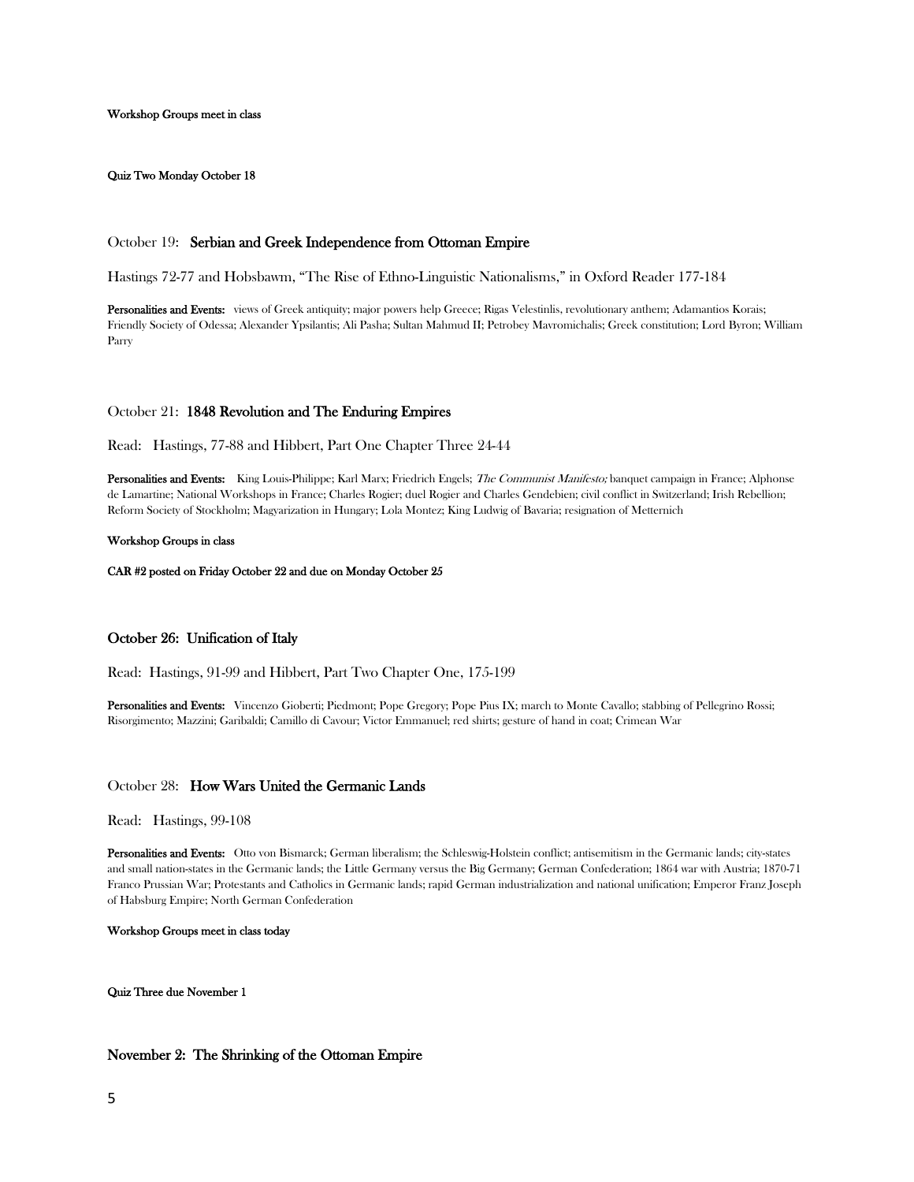**Workshop Groups meet in class**

**Quiz Two Monday October 18**

### October 19: **Serbian and Greek Independence from Ottoman Empire**

Hastings 72-77 and Hobsbawm, "The Rise of Ethno-Linguistic Nationalisms," in Oxford Reader 177-184

**Personalities and Events:** views of Greek antiquity; major powers help Greece; Rigas Velestinlis, revolutionary anthem; Adamantios Korais; Friendly Society of Odessa; Alexander Ypsilantis; Ali Pasha; Sultan Mahmud II; Petrobey Mavromichalis; Greek constitution; Lord Byron; William Parry

### October 21: **1848 Revolution and The Enduring Empires**

Read: Hastings, 77-88 and Hibbert, Part One Chapter Three 24-44

**Personalities and Events:** King Louis-Philippe; Karl Marx; Friedrich Engels; *The Communist Manifesto;* banquet campaign in France; Alphonse de Lamartine; National Workshops in France; Charles Rogier; duel Rogier and Charles Gendebien; civil conflict in Switzerland; Irish Rebellion; Reform Society of Stockholm; Magyarization in Hungary; Lola Montez; King Ludwig of Bavaria; resignation of Metternich

**Workshop Groups in class**

**CAR #2 posted on Friday October 22 and due on Monday October 25**

### **October 26: Unification of Italy**

Read: Hastings, 91-99 and Hibbert, Part Two Chapter One, 175-199

**Personalities and Events:** Vincenzo Gioberti; Piedmont; Pope Gregory; Pope Pius IX; march to Monte Cavallo; stabbing of Pellegrino Rossi; Risorgimento; Mazzini; Garibaldi; Camillo di Cavour; Victor Emmanuel; red shirts; gesture of hand in coat; Crimean War

### October 28: **How Wars United the Germanic Lands**

Read: Hastings, 99-108

**Personalities and Events:** Otto von Bismarck; German liberalism; the Schleswig-Holstein conflict; antisemitism in the Germanic lands; city-states and small nation-states in the Germanic lands; the Little Germany versus the Big Germany; German Confederation; 1864 war with Austria; 1870-71 Franco Prussian War; Protestants and Catholics in Germanic lands; rapid German industrialization and national unification; Emperor Franz Joseph of Habsburg Empire; North German Confederation

**Workshop Groups meet in class today**

**Quiz Three due November 1**

### **November 2: The Shrinking of the Ottoman Empire**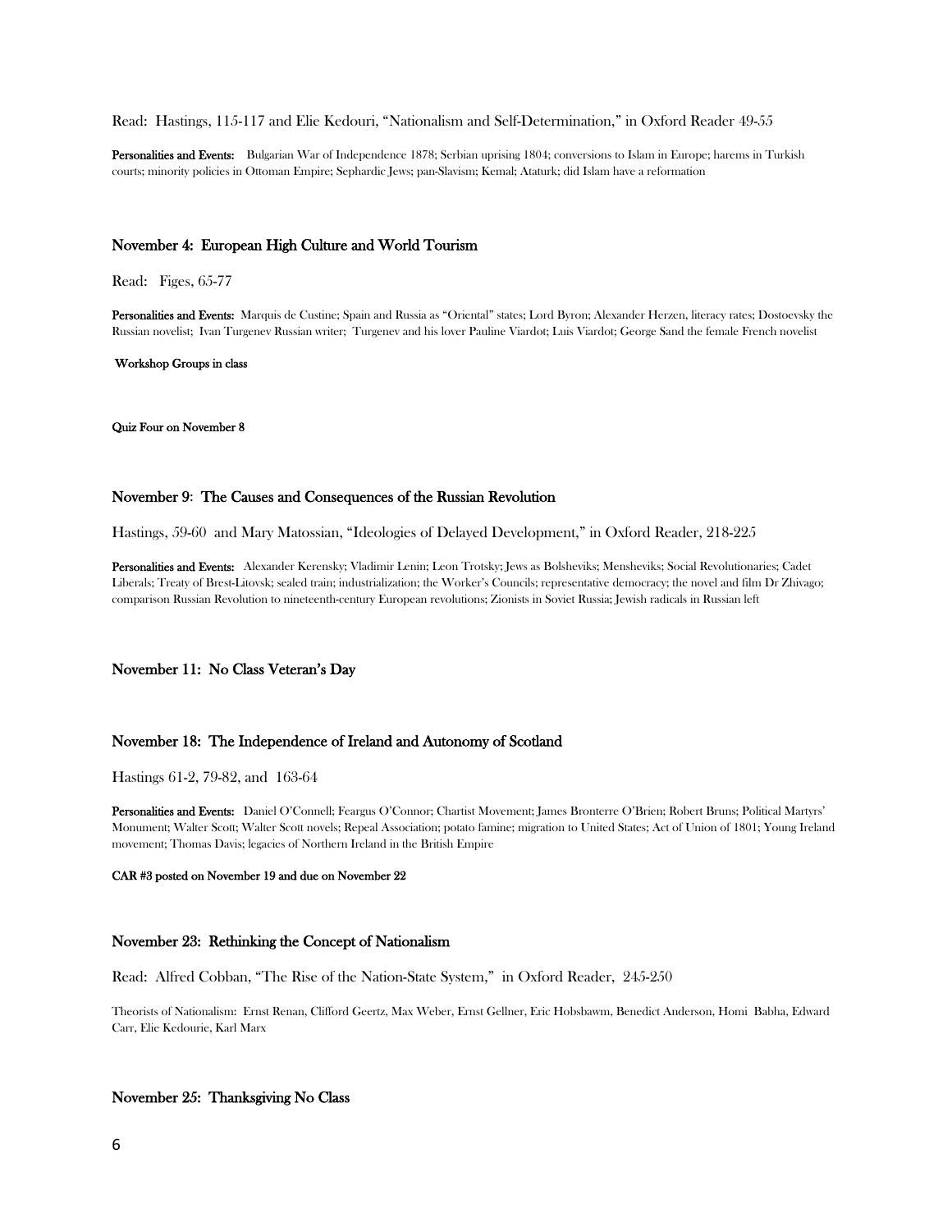Read: Hastings, 115-117 and Elie Kedouri, "Nationalism and Self-Determination," in Oxford Reader 49-55

**Personalities and Events:** Bulgarian War of Independence 1878; Serbian uprising 1804; conversions to Islam in Europe; harems in Turkish courts; minority policies in Ottoman Empire; Sephardic Jews; pan-Slavism; Kemal; Ataturk; did Islam have a reformation

### November 4: European High Culture and World Tourism

Read: Figes, 65-77

**Personalities and Events:** Marquis de Custine; Spain and Russia as "Oriental" states; Lord Byron; Alexander Herzen, literacy rates; Dostoevsky the Russian novelist; Ivan Turgenev Russian writer; Turgenev and his lover Pauline Viardot; Luis Viardot; George Sand the female French novelist

**Workshop Groups in class**

**Quiz Four on November 8**

### November 9: The Causes and Consequences of the Russian Revolution

Hastings, 59-60 and Mary Matossian, "Ideologies of Delayed Development," in Oxford Reader, 218-225

**Personalities and Events:** Alexander Kerensky; Vladimir Lenin; Leon Trotsky; Jews as Bolsheviks; Mensheviks; Social Revolutionaries; Cadet Liberals; Treaty of Brest-Litovsk; sealed train; industrialization; the Worker's Councils; representative democracy; the novel and film Dr Zhivago; comparison Russian Revolution to nineteenth-century European revolutions; Zionists in Soviet Russia; Jewish radicals in Russian left

### November 11: No Class Veteran's Day

### November 18: The Independence of Ireland and Autonomy of Scotland

Hastings 61-2, 79-82, and 163-64

**Personalities and Events:** Daniel O'Connell; Feargus O'Connor; Chartist Movement; James Bronterre O'Brien; Robert Bruns; Political Martyrs' Monument; Walter Scott; Walter Scott novels; Repeal Association; potato famine; migration to United States; Act of Union of 1801; Young Ireland movement; Thomas Davis; legacies of Northern Ireland in the British Empire

**CAR #3 posted on November 19 and due on November 22**

### November 23: Rethinking the Concept of Nationalism

Read: Alfred Cobban, "The Rise of the Nation-State System," in Oxford Reader, 245-250

Theorists of Nationalism: Ernst Renan, Clifford Geertz, Max Weber, Ernst Gellner, Eric Hobsbawm, Benedict Anderson, Homi Babha, Edward Carr, Elie Kedourie, Karl Marx

### November 25: Thanksgiving No Class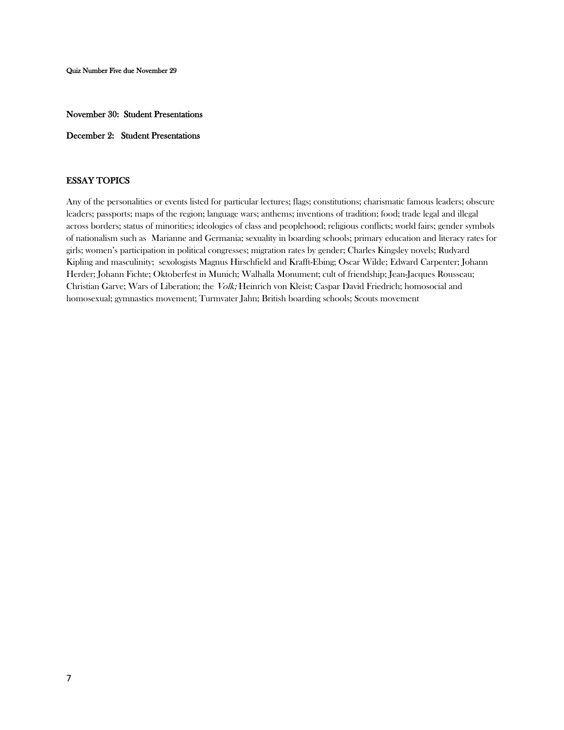Quiz Number Five due November 29

**November 30: Student Presentations**

**December 2: Student Presentations**

## ESSAY TOPICS

Any of the personalities or events listed for particular lectures; flags; constitutions; charismatic famous leaders; obscure leaders; passports; maps of the region; language wars; anthems; inventions of tradition; food; trade legal and illegal across borders; status of minorities; ideologies of class and peoplehood; religious conflicts; world fairs; gender symbols of nationalism such as Marianne and Germania; sexuality in boarding schools; primary education and literacy rates for girls; women's participation in political congresses; migration rates by gender; Charles Kingsley novels; Rudyard Kipling and masculinity; sexologists Magnus Hirschfield and Krafft-Ebing; Oscar Wilde; Edward Carpenter; Johann Herder; Johann Fichte; Oktoberfest in Munich; Walhalla Monument; cult of friendship; Jean-Jacques Rousseau; Christian Garve; Wars of Liberation; the *Volk;* Heinrich von Kleist; Caspar David Friedrich; homosocial and homosexual; gymnastics movement; Turmvater Jahn; British boarding schools; Scouts movement